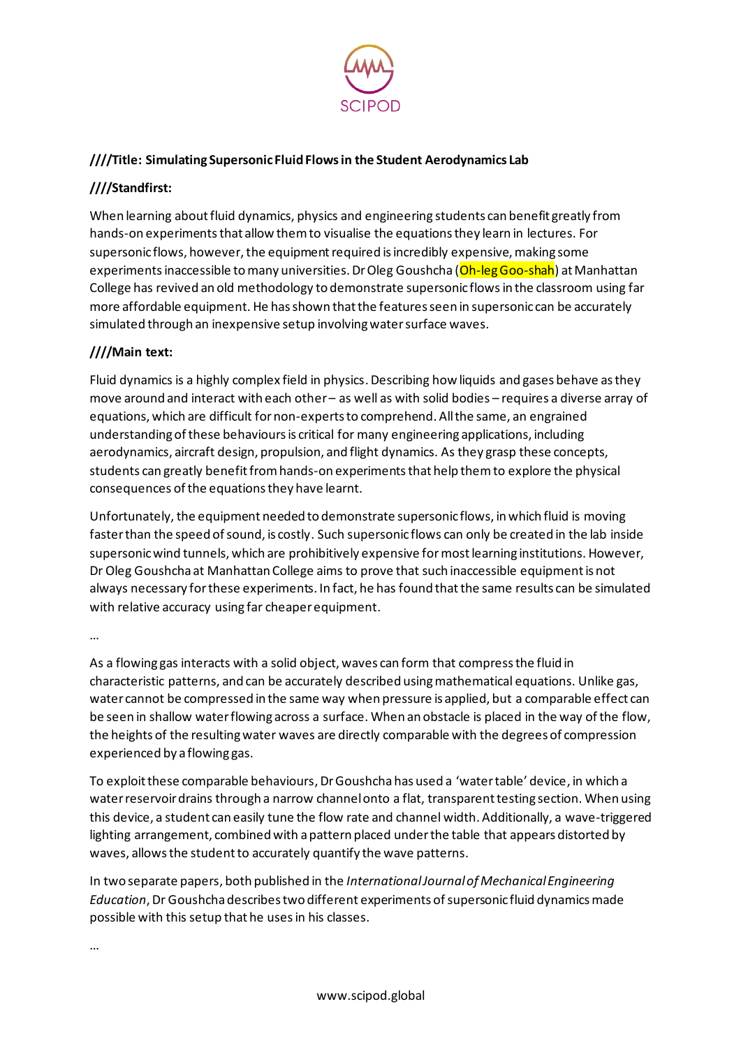**////Title: Simulating Supersonic Fluid Flows in the Student Aerodynamics Lab**

**////Standfirst:**

When learning about fluid dynamics, physics and engineering students can benefit greatly from hands-on experiments that allow them to visualise the equations they learn in lectures. For supersonic flows, however, the equipment required is incredibly expensive, making some experiments inaccessible to many universities. Dr Oleg Goushcha (Oh-leg Goo-shah) at Manhattan College has revived an old methodology to demonstrate supersonic flows in the classroom using far more affordable equipment. He has shown that the features seen in supersonic can be accurately simulated through an inexpensive setup involving water surface waves.

**////Main text:**

Fluid dynamics is a highly complex field in physics. Describing how liquids and gases behave as they move around and interact with each other – as well as with solid bodies – requires a diverse array of equations, which are difficult for non-experts to comprehend. All the same, an engrained understanding of these behaviours is critical for many engineering applications, including aerodynamics, aircraft design, propulsion, and flight dynamics. As they grasp these concepts, students can greatly benefit from hands-on experiments that help them to explore the physical consequences of the equations they have learnt.

Unfortunately, the equipment needed to demonstrate supersonic flows, in which fluid is moving faster than the speed of sound, is costly. Such supersonic flows can only be created in the lab inside supersonic wind tunnels, which are prohibitively expensive for most learning institutions. However, Dr Oleg Goushcha at Manhattan College aims to prove that such inaccessible equipment is not always necessary for these experiments. In fact, he has found that the same results can be simulated with relative accuracy using far cheaper equipment.

…

As a flowing gas interacts with a solid object, waves can form that compress the fluid in characteristic patterns, and can be accurately described using mathematical equations. Unlike gas, water cannot be compressed in the same way when pressure is applied, but a comparable effect can be seen in shallow water flowing across a surface. When an obstacle is placed in the way of the flow, the heights of the resulting water waves are directly comparable with the degrees of compression experienced by a flowing gas.

To exploit these comparable behaviours, Dr Goushcha has used a 'water table' device, in which a water reservoir drains through a narrow channel onto a flat, transparent testing section. When using this device, a student can easily tune the flow rate and channel width. Additionally, a wave-triggered lighting arrangement, combined with a pattern placed under the table that appears distorted by waves, allows the student to accurately quantify the wave patterns.

In two separate papers, both published in the *International Journal of Mechanical Engineering Education*, Dr Goushcha describes two different experiments of supersonic fluid dynamics made possible with this setup that he uses in his classes.

…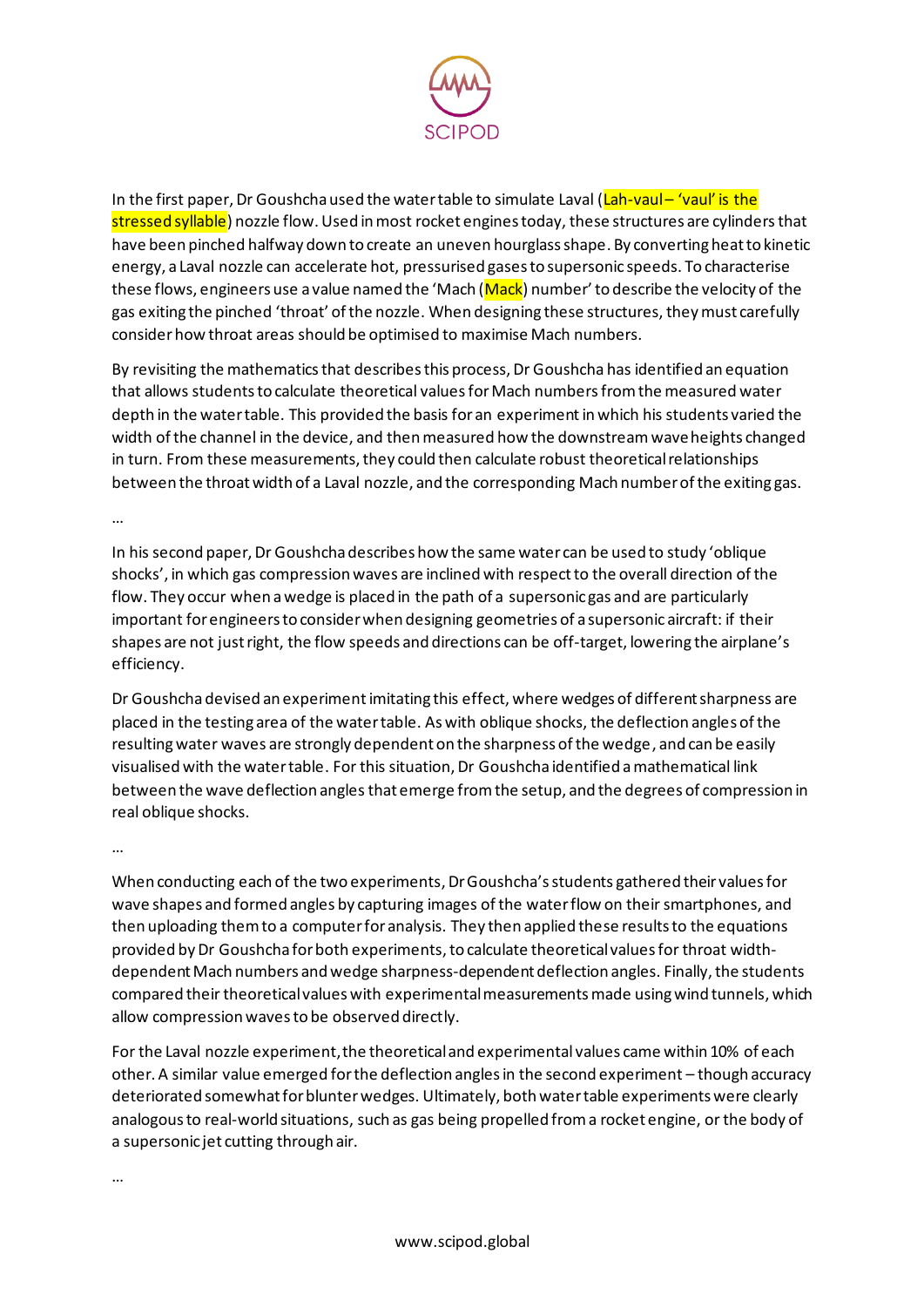In the first paper, Dr Goushcha used the water table to simulate Laval (Lah-vaul – 'vaul' is the stressed syllable) nozzle flow. Used in most rocket engines today, these structures are cylinders that have been pinched halfway down to create an uneven hourglass shape. By converting heat to kinetic energy, a Laval nozzle can accelerate hot, pressurised gases to supersonic speeds. To characterise these flows, engineers use a value named the 'Mach (Mack) number' to describe the velocity of the gas exiting the pinched 'throat' of the nozzle. When designing these structures, they must carefully consider how throat areas should be optimised to maximise Mach numbers.

By revisiting the mathematics that describes this process, Dr Goushcha has identified an equation that allows students to calculate theoretical values for Mach numbers from the measured water depth in the water table. This provided the basis for an experiment in which his students varied the width of the channel in the device, and then measured how the downstream wave heights changed in turn. From these measurements, they could then calculate robust theoretical relationships between the throat width of a Laval nozzle, and the corresponding Mach number of the exiting gas.

…

In his second paper, Dr Goushcha describes how the same water can be used to study 'oblique shocks', in which gas compression waves are inclined with respect to the overall direction of the flow. They occur when a wedge is placed in the path of a supersonic gas and are particularly important for engineers to consider when designing geometries of a supersonic aircraft: if their shapes are not just right, the flow speeds and directions can be off-target, lowering the airplane's efficiency.

Dr Goushcha devised an experiment imitating this effect, where wedges of different sharpness are placed in the testing area of the water table. As with oblique shocks, the deflection angles of the resulting water waves are strongly dependent on the sharpness of the wedge, and can be easily visualised with the water table. For this situation, Dr Goushcha identified a mathematical link between the wave deflection angles that emerge from the setup, and the degrees of compression in real oblique shocks.

…

When conducting each of the two experiments, Dr Goushcha's students gathered their values for wave shapes and formed angles by capturing images of the water flow on their smartphones, and then uploading them to a computer for analysis. They then applied these results to the equations provided by Dr Goushcha for both experiments, to calculate theoretical values for throat width-dependent Mach numbers and wedge sharpness-dependent deflection angles. Finally, the students compared their theoretical values with experimental measurements made using wind tunnels, which allow compression waves to be observed directly.

For the Laval nozzle experiment, the theoretical and experimental values came within 10% of each other. A similar value emerged for the deflection angles in the second experiment – though accuracy deteriorated somewhat for blunter wedges. Ultimately, both water table experiments were clearly analogous to real-world situations, such as gas being propelled from a rocket engine, or the body of a supersonic jet cutting through air.

…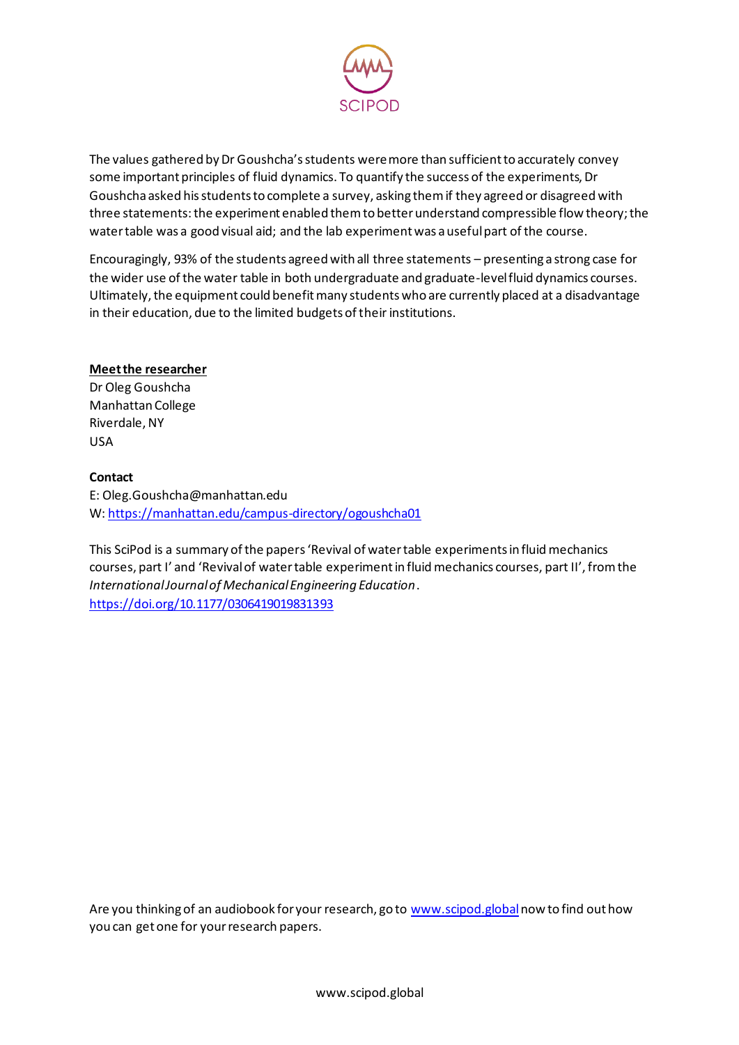The values gathered by Dr Goushcha's students were more than sufficient to accurately convey some important principles of fluid dynamics. To quantify the success of the experiments, Dr Goushcha asked his students to complete a survey, asking them if they agreed or disagreed with three statements: the experiment enabled them to better understand compressible flow theory; the water table was a good visual aid; and the lab experiment was a useful part of the course.

Encouragingly, 93% of the students agreed with all three statements – presenting a strong case for the wider use of the water table in both undergraduate and graduate-level fluid dynamics courses. Ultimately, the equipment could benefit many students who are currently placed at a disadvantage in their education, due to the limited budgets of their institutions.

**Meet the researcher**

Dr Oleg Goushcha
Manhattan College
Riverdale, NY
USA

**Contact**

E: Oleg.Goushcha@manhattan.edu
W: https://manhattan.edu/campus-directory/ogoushcha01

This SciPod is a summary of the papers 'Revival of water table experiments in fluid mechanics courses, part I' and 'Revival of water table experiment in fluid mechanics courses, part II', from the *International Journal of Mechanical Engineering Education*.
https://doi.org/10.1177/0306419019831393

Are you thinking of an audiobook for your research, go to www.scipod.global now to find out how you can get one for your research papers.